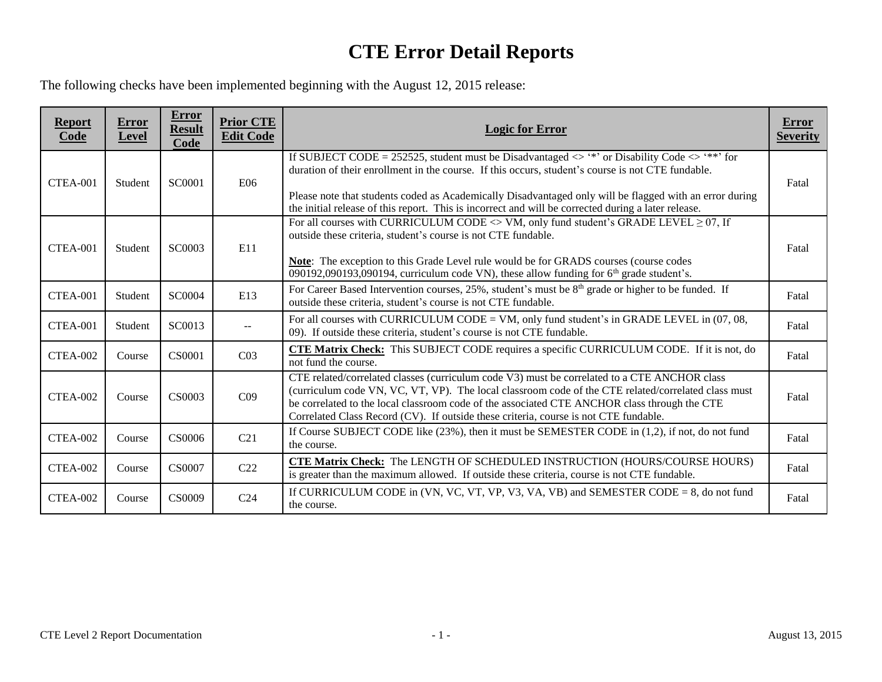# CTE Error Detail Reports

The following checks have been implemented beginning with the August 12, 2015 release:

| Report Code | Error Level | Error Result Code | Prior CTE Edit Code | Logic for Error | Error Severity |
|---|---|---|---|---|---|
| CTEA-001 | Student | SC0001 | E06 | If SUBJECT CODE = 252525, student must be Disadvantaged <> '*' or Disability Code <> '**' for duration of their enrollment in the course. If this occurs, student's course is not CTE fundable.<br><br>Please note that students coded as Academically Disadvantaged only will be flagged with an error during the initial release of this report. This is incorrect and will be corrected during a later release. | Fatal |
| CTEA-001 | Student | SC0003 | E11 | For all courses with CURRICULUM CODE <> VM, only fund student's GRADE LEVEL ≥ 07, If outside these criteria, student's course is not CTE fundable.<br><br>**Note**: The exception to this Grade Level rule would be for GRADS courses (course codes 090192,090193,090194, curriculum code VN), these allow funding for 6th grade student's. | Fatal |
| CTEA-001 | Student | SC0004 | E13 | For Career Based Intervention courses, 25%, student's must be 8th grade or higher to be funded. If outside these criteria, student's course is not CTE fundable. | Fatal |
| CTEA-001 | Student | SC0013 | -- | For all courses with CURRICULUM CODE = VM, only fund student's in GRADE LEVEL in (07, 08, 09). If outside these criteria, student's course is not CTE fundable. | Fatal |
| CTEA-002 | Course | CS0001 | C03 | **CTE Matrix Check:** This SUBJECT CODE requires a specific CURRICULUM CODE. If it is not, do not fund the course. | Fatal |
| CTEA-002 | Course | CS0003 | C09 | CTE related/correlated classes (curriculum code V3) must be correlated to a CTE ANCHOR class (curriculum code VN, VC, VT, VP). The local classroom code of the CTE related/correlated class must be correlated to the local classroom code of the associated CTE ANCHOR class through the CTE Correlated Class Record (CV). If outside these criteria, course is not CTE fundable. | Fatal |
| CTEA-002 | Course | CS0006 | C21 | If Course SUBJECT CODE like (23%), then it must be SEMESTER CODE in (1,2), if not, do not fund the course. | Fatal |
| CTEA-002 | Course | CS0007 | C22 | **CTE Matrix Check:** The LENGTH OF SCHEDULED INSTRUCTION (HOURS/COURSE HOURS) is greater than the maximum allowed. If outside these criteria, course is not CTE fundable. | Fatal |
| CTEA-002 | Course | CS0009 | C24 | If CURRICULUM CODE in (VN, VC, VT, VP, V3, VA, VB) and SEMESTER CODE = 8, do not fund the course. | Fatal |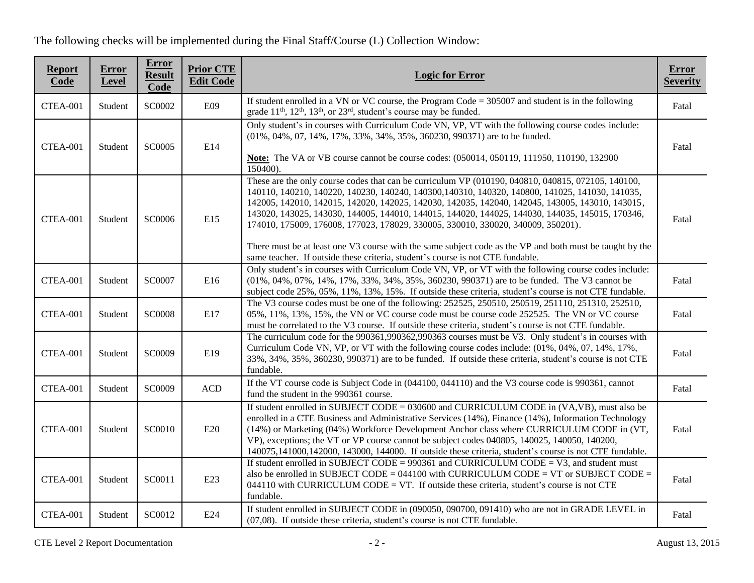The following checks will be implemented during the Final Staff/Course (L) Collection Window:

| Report Code | Error Level | Error Result Code | Prior CTE Edit Code | Logic for Error | Error Severity |
|---|---|---|---|---|---|
| CTEA-001 | Student | SC0002 | E09 | If student enrolled in a VN or VC course, the Program Code = 305007 and student is in the following grade 11th, 12th, 13th, or 23rd, student's course may be funded. | Fatal |
| CTEA-001 | Student | SC0005 | E14 | Only student's in courses with Curriculum Code VN, VP, VT with the following course codes include: (01%, 04%, 07, 14%, 17%, 33%, 34%, 35%, 360230, 990371) are to be funded. **Note:** The VA or VB course cannot be course codes: (050014, 050119, 111950, 110190, 132900 150400). | Fatal |
| CTEA-001 | Student | SC0006 | E15 | These are the only course codes that can be curriculum VP (010190, 040810, 040815, 072105, 140100, 140110, 140210, 140220, 140230, 140240, 140300,140310, 140320, 140800, 141025, 141030, 141035, 142005, 142010, 142015, 142020, 142025, 142030, 142035, 142040, 142045, 143005, 143010, 143015, 143020, 143025, 143030, 144005, 144010, 144015, 144020, 144025, 144030, 144035, 145015, 170346, 174010, 175009, 176008, 177023, 178029, 330005, 330010, 330020, 340009, 350201). There must be at least one V3 course with the same subject code as the VP and both must be taught by the same teacher. If outside these criteria, student's course is not CTE fundable. | Fatal |
| CTEA-001 | Student | SC0007 | E16 | Only student's in courses with Curriculum Code VN, VP, or VT with the following course codes include: (01%, 04%, 07%, 14%, 17%, 33%, 34%, 35%, 360230, 990371) are to be funded. The V3 cannot be subject code 25%, 05%, 11%, 13%, 15%. If outside these criteria, student's course is not CTE fundable. | Fatal |
| CTEA-001 | Student | SC0008 | E17 | The V3 course codes must be one of the following: 252525, 250510, 250519, 251110, 251310, 252510, 05%, 11%, 13%, 15%, the VN or VC course code must be course code 252525. The VN or VC course must be correlated to the V3 course. If outside these criteria, student's course is not CTE fundable. | Fatal |
| CTEA-001 | Student | SC0009 | E19 | The curriculum code for the 990361,990362,990363 courses must be V3. Only student's in courses with Curriculum Code VN, VP, or VT with the following course codes include: (01%, 04%, 07, 14%, 17%, 33%, 34%, 35%, 360230, 990371) are to be funded. If outside these criteria, student's course is not CTE fundable. | Fatal |
| CTEA-001 | Student | SC0009 | ACD | If the VT course code is Subject Code in (044100, 044110) and the V3 course code is 990361, cannot fund the student in the 990361 course. | Fatal |
| CTEA-001 | Student | SC0010 | E20 | If student enrolled in SUBJECT CODE = 030600 and CURRICULUM CODE in (VA,VB), must also be enrolled in a CTE Business and Administrative Services (14%), Finance (14%), Information Technology (14%) or Marketing (04%) Workforce Development Anchor class where CURRICULUM CODE in (VT, VP), exceptions; the VT or VP course cannot be subject codes 040805, 140025, 140050, 140200, 140075,141000,142000, 143000, 144000. If outside these criteria, student's course is not CTE fundable. | Fatal |
| CTEA-001 | Student | SC0011 | E23 | If student enrolled in SUBJECT CODE = 990361 and CURRICULUM CODE = V3, and student must also be enrolled in SUBJECT CODE = 044100 with CURRICULUM CODE = VT or SUBJECT CODE = 044110 with CURRICULUM CODE = VT. If outside these criteria, student's course is not CTE fundable. | Fatal |
| CTEA-001 | Student | SC0012 | E24 | If student enrolled in SUBJECT CODE in (090050, 090700, 091410) who are not in GRADE LEVEL in (07,08). If outside these criteria, student's course is not CTE fundable. | Fatal |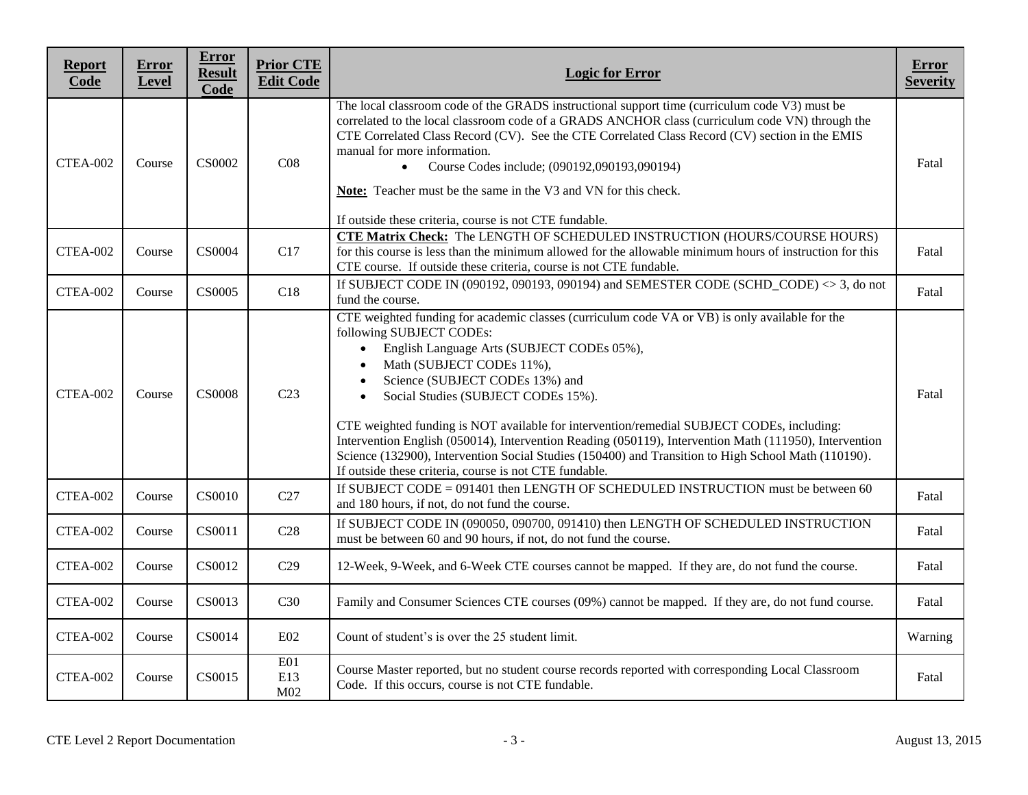| Report Code | Error Level | Error Result Code | Prior CTE Edit Code | Logic for Error | Error Severity |
|---|---|---|---|---|---|
| CTEA-002 | Course | CS0002 | C08 | The local classroom code of the GRADS instructional support time (curriculum code V3) must be correlated to the local classroom code of a GRADS ANCHOR class (curriculum code VN) through the CTE Correlated Class Record (CV). See the CTE Correlated Class Record (CV) section in the EMIS manual for more information.<br>• Course Codes include; (090192,090193,090194)<br>**Note:** Teacher must be the same in the V3 and VN for this check.<br>If outside these criteria, course is not CTE fundable. | Fatal |
| CTEA-002 | Course | CS0004 | C17 | **CTE Matrix Check:** The LENGTH OF SCHEDULED INSTRUCTION (HOURS/COURSE HOURS) for this course is less than the minimum allowed for the allowable minimum hours of instruction for this CTE course. If outside these criteria, course is not CTE fundable. | Fatal |
| CTEA-002 | Course | CS0005 | C18 | If SUBJECT CODE IN (090192, 090193, 090194) and SEMESTER CODE (SCHD_CODE) <> 3, do not fund the course. | Fatal |
| CTEA-002 | Course | CS0008 | C23 | CTE weighted funding for academic classes (curriculum code VA or VB) is only available for the following SUBJECT CODEs:<br>• English Language Arts (SUBJECT CODEs 05%),<br>• Math (SUBJECT CODEs 11%),<br>• Science (SUBJECT CODEs 13%) and<br>• Social Studies (SUBJECT CODEs 15%).<br>CTE weighted funding is NOT available for intervention/remedial SUBJECT CODEs, including: Intervention English (050014), Intervention Reading (050119), Intervention Math (111950), Intervention Science (132900), Intervention Social Studies (150400) and Transition to High School Math (110190).<br>If outside these criteria, course is not CTE fundable. | Fatal |
| CTEA-002 | Course | CS0010 | C27 | If SUBJECT CODE = 091401 then LENGTH OF SCHEDULED INSTRUCTION must be between 60 and 180 hours, if not, do not fund the course. | Fatal |
| CTEA-002 | Course | CS0011 | C28 | If SUBJECT CODE IN (090050, 090700, 091410) then LENGTH OF SCHEDULED INSTRUCTION must be between 60 and 90 hours, if not, do not fund the course. | Fatal |
| CTEA-002 | Course | CS0012 | C29 | 12-Week, 9-Week, and 6-Week CTE courses cannot be mapped. If they are, do not fund the course. | Fatal |
| CTEA-002 | Course | CS0013 | C30 | Family and Consumer Sciences CTE courses (09%) cannot be mapped. If they are, do not fund course. | Fatal |
| CTEA-002 | Course | CS0014 | E02 | Count of student's is over the 25 student limit. | Warning |
| CTEA-002 | Course | CS0015 | E01<br>E13<br>M02 | Course Master reported, but no student course records reported with corresponding Local Classroom Code. If this occurs, course is not CTE fundable. | Fatal |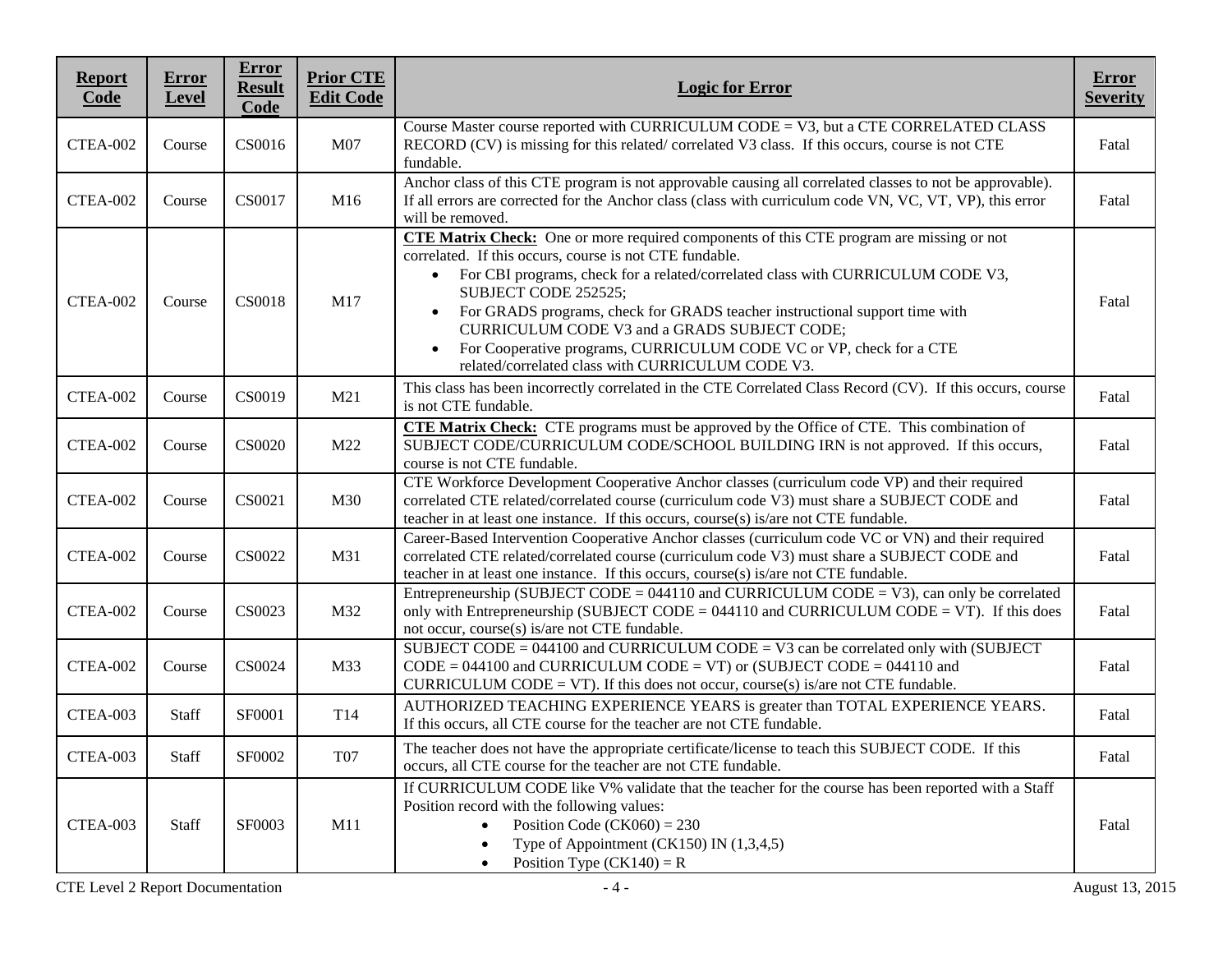| Report Code | Error Level | Error Result Code | Prior CTE Edit Code | Logic for Error | Error Severity |
|---|---|---|---|---|---|
| CTEA-002 | Course | CS0016 | M07 | Course Master course reported with CURRICULUM CODE = V3, but a CTE CORRELATED CLASS RECORD (CV) is missing for this related/ correlated V3 class. If this occurs, course is not CTE fundable. | Fatal |
| CTEA-002 | Course | CS0017 | M16 | Anchor class of this CTE program is not approvable causing all correlated classes to not be approvable). If all errors are corrected for the Anchor class (class with curriculum code VN, VC, VT, VP), this error will be removed. | Fatal |
| CTEA-002 | Course | CS0018 | M17 | **CTE Matrix Check:** One or more required components of this CTE program are missing or not correlated. If this occurs, course is not CTE fundable. <br>• For CBI programs, check for a related/correlated class with CURRICULUM CODE V3, SUBJECT CODE 252525; <br>• For GRADS programs, check for GRADS teacher instructional support time with CURRICULUM CODE V3 and a GRADS SUBJECT CODE; <br>• For Cooperative programs, CURRICULUM CODE VC or VP, check for a CTE related/correlated class with CURRICULUM CODE V3. | Fatal |
| CTEA-002 | Course | CS0019 | M21 | This class has been incorrectly correlated in the CTE Correlated Class Record (CV). If this occurs, course is not CTE fundable. | Fatal |
| CTEA-002 | Course | CS0020 | M22 | **CTE Matrix Check:** CTE programs must be approved by the Office of CTE. This combination of SUBJECT CODE/CURRICULUM CODE/SCHOOL BUILDING IRN is not approved. If this occurs, course is not CTE fundable. | Fatal |
| CTEA-002 | Course | CS0021 | M30 | CTE Workforce Development Cooperative Anchor classes (curriculum code VP) and their required correlated CTE related/correlated course (curriculum code V3) must share a SUBJECT CODE and teacher in at least one instance. If this occurs, course(s) is/are not CTE fundable. | Fatal |
| CTEA-002 | Course | CS0022 | M31 | Career-Based Intervention Cooperative Anchor classes (curriculum code VC or VN) and their required correlated CTE related/correlated course (curriculum code V3) must share a SUBJECT CODE and teacher in at least one instance. If this occurs, course(s) is/are not CTE fundable. | Fatal |
| CTEA-002 | Course | CS0023 | M32 | Entrepreneurship (SUBJECT CODE = 044110 and CURRICULUM CODE = V3), can only be correlated only with Entrepreneurship (SUBJECT CODE = 044110 and CURRICULUM CODE = VT). If this does not occur, course(s) is/are not CTE fundable. | Fatal |
| CTEA-002 | Course | CS0024 | M33 | SUBJECT CODE = 044100 and CURRICULUM CODE = V3 can be correlated only with (SUBJECT CODE = 044100 and CURRICULUM CODE = VT) or (SUBJECT CODE = 044110 and CURRICULUM CODE = VT). If this does not occur, course(s) is/are not CTE fundable. | Fatal |
| CTEA-003 | Staff | SF0001 | T14 | AUTHORIZED TEACHING EXPERIENCE YEARS is greater than TOTAL EXPERIENCE YEARS. If this occurs, all CTE course for the teacher are not CTE fundable. | Fatal |
| CTEA-003 | Staff | SF0002 | T07 | The teacher does not have the appropriate certificate/license to teach this SUBJECT CODE. If this occurs, all CTE course for the teacher are not CTE fundable. | Fatal |
| CTEA-003 | Staff | SF0003 | M11 | If CURRICULUM CODE like V% validate that the teacher for the course has been reported with a Staff Position record with the following values: <br>• Position Code (CK060) = 230 <br>• Type of Appointment (CK150) IN (1,3,4,5) <br>• Position Type (CK140) = R | Fatal |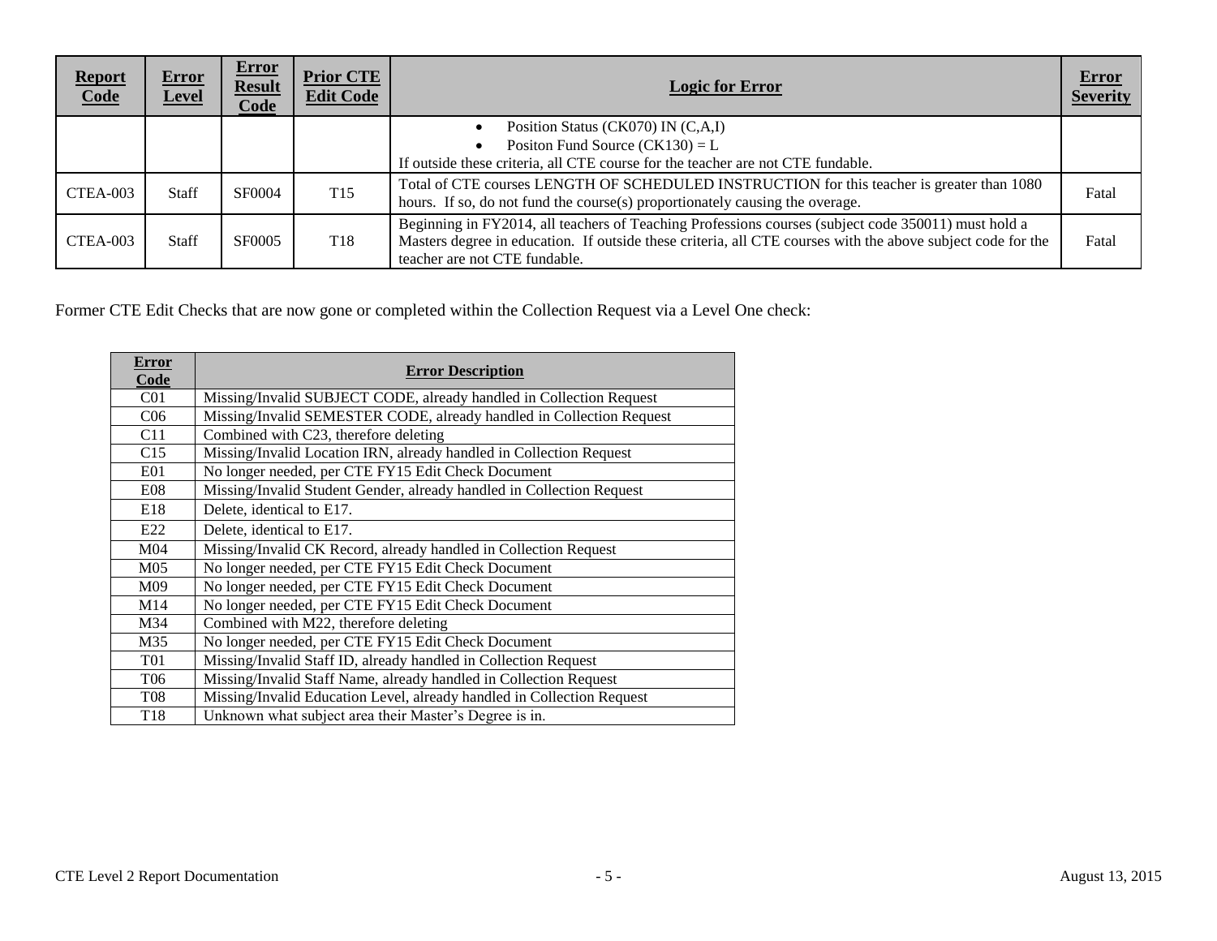| Report Code | Error Level | Error Result Code | Prior CTE Edit Code | Logic for Error | Error Severity |
|---|---|---|---|---|---|
| | | | | • Position Status (CK070) IN (C,A,I)<br>• Positon Fund Source (CK130) = L<br>If outside these criteria, all CTE course for the teacher are not CTE fundable. | |
| CTEA-003 | Staff | SF0004 | T15 | Total of CTE courses LENGTH OF SCHEDULED INSTRUCTION for this teacher is greater than 1080 hours. If so, do not fund the course(s) proportionately causing the overage. | Fatal |
| CTEA-003 | Staff | SF0005 | T18 | Beginning in FY2014, all teachers of Teaching Professions courses (subject code 350011) must hold a Masters degree in education. If outside these criteria, all CTE courses with the above subject code for the teacher are not CTE fundable. | Fatal |

Former CTE Edit Checks that are now gone or completed within the Collection Request via a Level One check:

| Error Code | Error Description |
|---|---|
| C01 | Missing/Invalid SUBJECT CODE, already handled in Collection Request |
| C06 | Missing/Invalid SEMESTER CODE, already handled in Collection Request |
| C11 | Combined with C23, therefore deleting |
| C15 | Missing/Invalid Location IRN, already handled in Collection Request |
| E01 | No longer needed, per CTE FY15 Edit Check Document |
| E08 | Missing/Invalid Student Gender, already handled in Collection Request |
| E18 | Delete, identical to E17. |
| E22 | Delete, identical to E17. |
| M04 | Missing/Invalid CK Record, already handled in Collection Request |
| M05 | No longer needed, per CTE FY15 Edit Check Document |
| M09 | No longer needed, per CTE FY15 Edit Check Document |
| M14 | No longer needed, per CTE FY15 Edit Check Document |
| M34 | Combined with M22, therefore deleting |
| M35 | No longer needed, per CTE FY15 Edit Check Document |
| T01 | Missing/Invalid Staff ID, already handled in Collection Request |
| T06 | Missing/Invalid Staff Name, already handled in Collection Request |
| T08 | Missing/Invalid Education Level, already handled in Collection Request |
| T18 | Unknown what subject area their Master's Degree is in. |